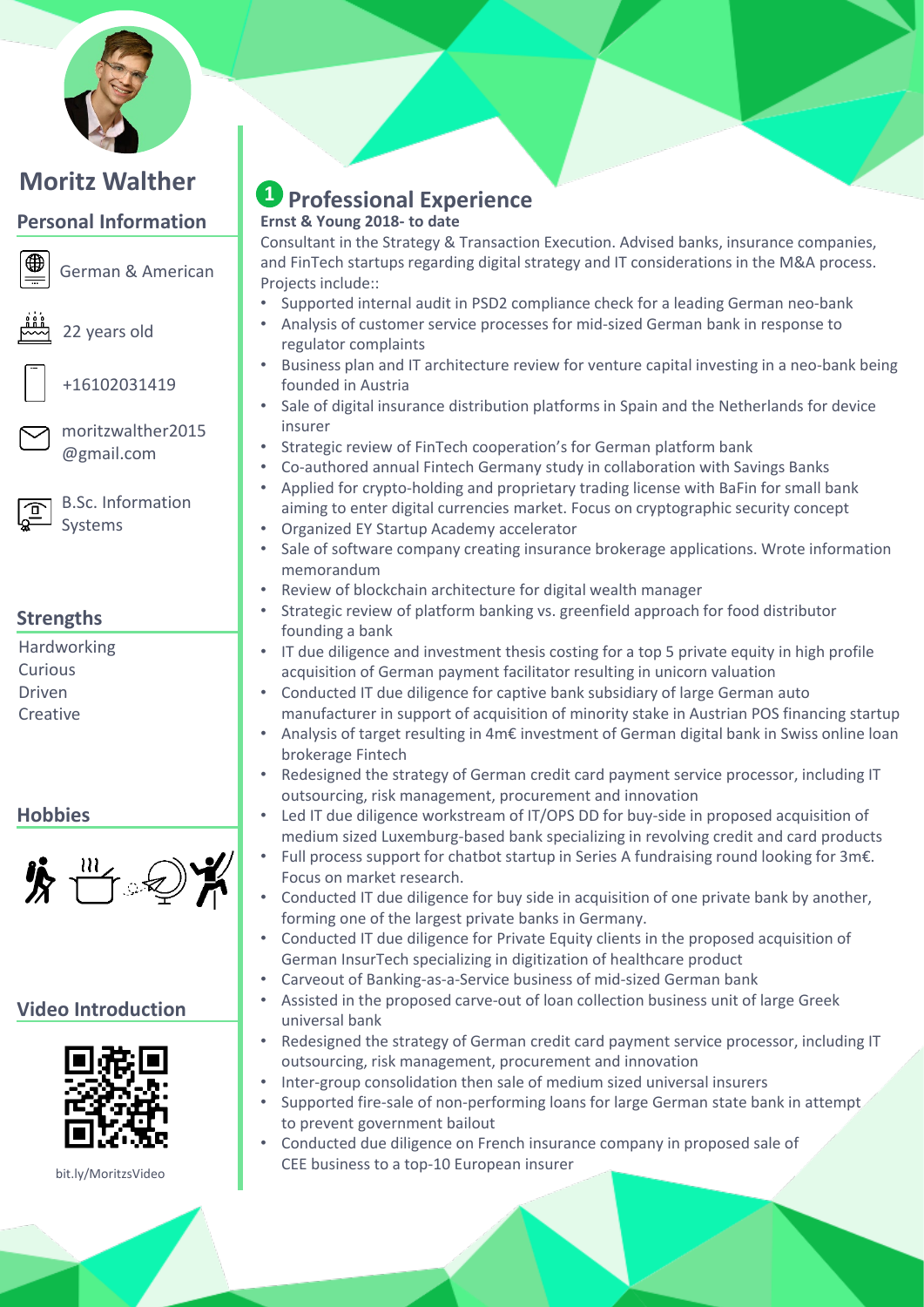# Moritz Walther

## Personal Information

German & American

22 years old

+16102031419

moritzwalther2015@gmail.com

B.Sc. Information Systems

## Strengths

Hardworking
Curious
Driven
Creative

## Hobbies

## Video Introduction

bit.ly/MoritzsVideo

## 1 Professional Experience

**Ernst & Young 2018- to date**

Consultant in the Strategy & Transaction Execution. Advised banks, insurance companies, and FinTech startups regarding digital strategy and IT considerations in the M&A process. Projects include::

- Supported internal audit in PSD2 compliance check for a leading German neo-bank
- Analysis of customer service processes for mid-sized German bank in response to regulator complaints
- Business plan and IT architecture review for venture capital investing in a neo-bank being founded in Austria
- Sale of digital insurance distribution platforms in Spain and the Netherlands for device insurer
- Strategic review of FinTech cooperation's for German platform bank
- Co-authored annual Fintech Germany study in collaboration with Savings Banks
- Applied for crypto-holding and proprietary trading license with BaFin for small bank aiming to enter digital currencies market. Focus on cryptographic security concept
- Organized EY Startup Academy accelerator
- Sale of software company creating insurance brokerage applications. Wrote information memorandum
- Review of blockchain architecture for digital wealth manager
- Strategic review of platform banking vs. greenfield approach for food distributor founding a bank
- IT due diligence and investment thesis costing for a top 5 private equity in high profile acquisition of German payment facilitator resulting in unicorn valuation
- Conducted IT due diligence for captive bank subsidiary of large German auto manufacturer in support of acquisition of minority stake in Austrian POS financing startup
- Analysis of target resulting in 4m€ investment of German digital bank in Swiss online loan brokerage Fintech
- Redesigned the strategy of German credit card payment service processor, including IT outsourcing, risk management, procurement and innovation
- Led IT due diligence workstream of IT/OPS DD for buy-side in proposed acquisition of medium sized Luxemburg-based bank specializing in revolving credit and card products
- Full process support for chatbot startup in Series A fundraising round looking for 3m€. Focus on market research.
- Conducted IT due diligence for buy side in acquisition of one private bank by another, forming one of the largest private banks in Germany.
- Conducted IT due diligence for Private Equity clients in the proposed acquisition of German InsurTech specializing in digitization of healthcare product
- Carveout of Banking-as-a-Service business of mid-sized German bank
- Assisted in the proposed carve-out of loan collection business unit of large Greek universal bank
- Redesigned the strategy of German credit card payment service processor, including IT outsourcing, risk management, procurement and innovation
- Inter-group consolidation then sale of medium sized universal insurers
- Supported fire-sale of non-performing loans for large German state bank in attempt to prevent government bailout
- Conducted due diligence on French insurance company in proposed sale of CEE business to a top-10 European insurer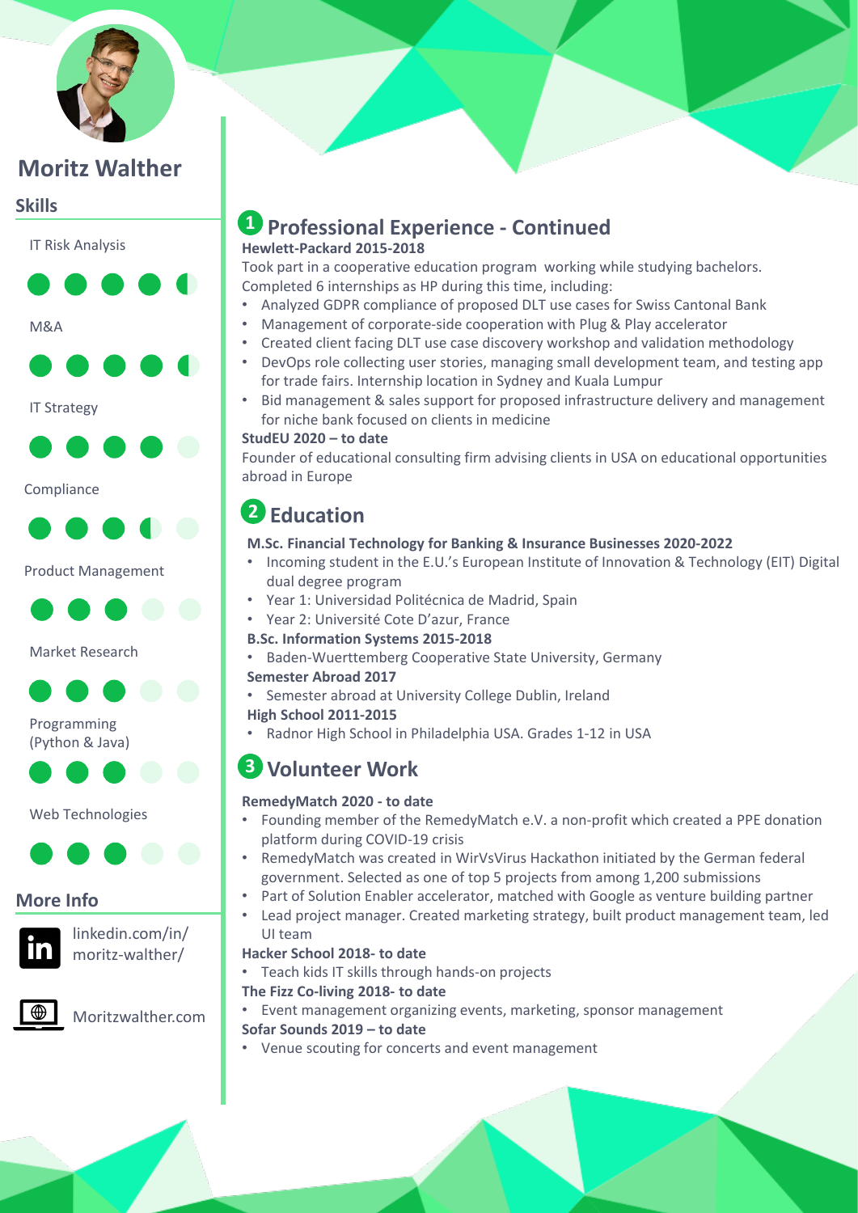## Moritz Walther

### Skills

IT Risk Analysis

M&A

IT Strategy

Compliance

Product Management

Market Research

Programming (Python & Java)

Web Technologies

### More Info

linkedin.com/in/moritz-walther/

Moritzwalther.com

## 1 Professional Experience - Continued

**Hewlett-Packard 2015-2018**

Took part in a cooperative education program working while studying bachelors. Completed 6 internships as HP during this time, including:

- Analyzed GDPR compliance of proposed DLT use cases for Swiss Cantonal Bank
- Management of corporate-side cooperation with Plug & Play accelerator
- Created client facing DLT use case discovery workshop and validation methodology
- DevOps role collecting user stories, managing small development team, and testing app for trade fairs. Internship location in Sydney and Kuala Lumpur
- Bid management & sales support for proposed infrastructure delivery and management for niche bank focused on clients in medicine

**StudEU 2020 – to date**

Founder of educational consulting firm advising clients in USA on educational opportunities abroad in Europe

## 2 Education

**M.Sc. Financial Technology for Banking & Insurance Businesses 2020-2022**

- Incoming student in the E.U.'s European Institute of Innovation & Technology (EIT) Digital dual degree program
- Year 1: Universidad Politécnica de Madrid, Spain
- Year 2: Université Cote D'azur, France

**B.Sc. Information Systems 2015-2018**

- Baden-Wuerttemberg Cooperative State University, Germany

**Semester Abroad 2017**

- Semester abroad at University College Dublin, Ireland

**High School 2011-2015**

- Radnor High School in Philadelphia USA. Grades 1-12 in USA

## 3 Volunteer Work

**RemedyMatch 2020 - to date**

- Founding member of the RemedyMatch e.V. a non-profit which created a PPE donation platform during COVID-19 crisis
- RemedyMatch was created in WirVsVirus Hackathon initiated by the German federal government. Selected as one of top 5 projects from among 1,200 submissions
- Part of Solution Enabler accelerator, matched with Google as venture building partner
- Lead project manager. Created marketing strategy, built product management team, led UI team

**Hacker School 2018- to date**

- Teach kids IT skills through hands-on projects

**The Fizz Co-living 2018- to date**

- Event management organizing events, marketing, sponsor management

**Sofar Sounds 2019 – to date**

- Venue scouting for concerts and event management